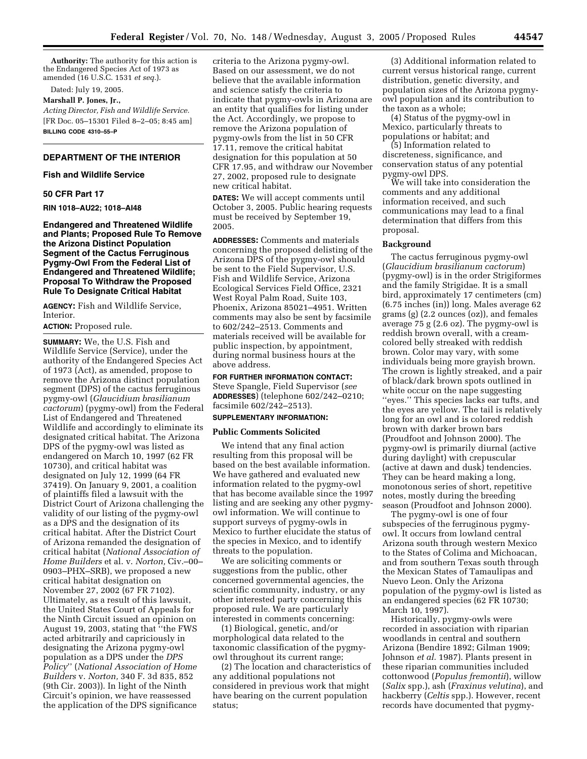**Authority:** The authority for this action is the Endangered Species Act of 1973 as amended (16 U.S.C. 1531 *et seq.*).

Dated: July 19, 2005.

**Marshall P. Jones, Jr.,**

*Acting Director, Fish and Wildlife Service.*

[FR Doc. 05–15301 Filed 8–2–05; 8:45 am]

**BILLING CODE 4310–55–P**

---

## DEPARTMENT OF THE INTERIOR

### Fish and Wildlife Service

### 50 CFR Part 17

**RIN 1018–AU22; 1018–AI48**

### Endangered and Threatened Wildlife and Plants; Proposed Rule To Remove the Arizona Distinct Population Segment of the Cactus Ferruginous Pygmy-Owl From the Federal List of Endangered and Threatened Wildlife; Proposal To Withdraw the Proposed Rule To Designate Critical Habitat

**AGENCY:** Fish and Wildlife Service, Interior.

**ACTION:** Proposed rule.

**SUMMARY:** We, the U.S. Fish and Wildlife Service (Service), under the authority of the Endangered Species Act of 1973 (Act), as amended, propose to remove the Arizona distinct population segment (DPS) of the cactus ferruginous pygmy-owl (*Glaucidium brasilianum cactorum*) (pygmy-owl) from the Federal List of Endangered and Threatened Wildlife and accordingly to eliminate its designated critical habitat. The Arizona DPS of the pygmy-owl was listed as endangered on March 10, 1997 (62 FR 10730), and critical habitat was designated on July 12, 1999 (64 FR 37419). On January 9, 2001, a coalition of plaintiffs filed a lawsuit with the District Court of Arizona challenging the validity of our listing of the pygmy-owl as a DPS and the designation of its critical habitat. After the District Court of Arizona remanded the designation of critical habitat (*National Association of Home Builders* et al. v. *Norton,* Civ.–00–0903–PHX–SRB), we proposed a new critical habitat designation on November 27, 2002 (67 FR 7102). Ultimately, as a result of this lawsuit, the United States Court of Appeals for the Ninth Circuit issued an opinion on August 19, 2003, stating that ''the FWS acted arbitrarily and capriciously in designating the Arizona pygmy-owl population as a DPS under the *DPS Policy*'' (*National Association of Home Builders* v. *Norton,* 340 F. 3d 835, 852 (9th Cir. 2003)). In light of the Ninth Circuit's opinion, we have reassessed the application of the DPS significance criteria to the Arizona pygmy-owl. Based on our assessment, we do not believe that the available information and science satisfy the criteria to indicate that pygmy-owls in Arizona are an entity that qualifies for listing under the Act. Accordingly, we propose to remove the Arizona population of pygmy-owls from the list in 50 CFR 17.11, remove the critical habitat designation for this population at 50 CFR 17.95, and withdraw our November 27, 2002, proposed rule to designate new critical habitat.

**DATES:** We will accept comments until October 3, 2005. Public hearing requests must be received by September 19, 2005.

**ADDRESSES:** Comments and materials concerning the proposed delisting of the Arizona DPS of the pygmy-owl should be sent to the Field Supervisor, U.S. Fish and Wildlife Service, Arizona Ecological Services Field Office, 2321 West Royal Palm Road, Suite 103, Phoenix, Arizona 85021–4951. Written comments may also be sent by facsimile to 602/242–2513. Comments and materials received will be available for public inspection, by appointment, during normal business hours at the above address.

**FOR FURTHER INFORMATION CONTACT:** Steve Spangle, Field Supervisor (*see* **ADDRESSES**) (telephone 602/242–0210; facsimile 602/242–2513).

**SUPPLEMENTARY INFORMATION:**

#### Public Comments Solicited

We intend that any final action resulting from this proposal will be based on the best available information. We have gathered and evaluated new information related to the pygmy-owl that has become available since the 1997 listing and are seeking any other pygmy-owl information. We will continue to support surveys of pygmy-owls in Mexico to further elucidate the status of the species in Mexico, and to identify threats to the population.

We are soliciting comments or suggestions from the public, other concerned governmental agencies, the scientific community, industry, or any other interested party concerning this proposed rule. We are particularly interested in comments concerning:

(1) Biological, genetic, and/or morphological data related to the taxonomic classification of the pygmy-owl throughout its current range;

(2) The location and characteristics of any additional populations not considered in previous work that might have bearing on the current population status;

(3) Additional information related to current versus historical range, current distribution, genetic diversity, and population sizes of the Arizona pygmy-owl population and its contribution to the taxon as a whole;

(4) Status of the pygmy-owl in Mexico, particularly threats to populations or habitat; and

(5) Information related to discreteness, significance, and conservation status of any potential pygmy-owl DPS.

We will take into consideration the comments and any additional information received, and such communications may lead to a final determination that differs from this proposal.

#### Background

The cactus ferruginous pygmy-owl (*Glaucidium brasilianum cactorum*) (pygmy-owl) is in the order Strigiformes and the family Strigidae. It is a small bird, approximately 17 centimeters (cm) (6.75 inches (in)) long. Males average 62 grams (g) (2.2 ounces (oz)), and females average 75 g (2.6 oz). The pygmy-owl is reddish brown overall, with a cream-colored belly streaked with reddish brown. Color may vary, with some individuals being more grayish brown. The crown is lightly streaked, and a pair of black/dark brown spots outlined in white occur on the nape suggesting ''eyes.'' This species lacks ear tufts, and the eyes are yellow. The tail is relatively long for an owl and is colored reddish brown with darker brown bars (Proudfoot and Johnson 2000). The pygmy-owl is primarily diurnal (active during daylight) with crepuscular (active at dawn and dusk) tendencies. They can be heard making a long, monotonous series of short, repetitive notes, mostly during the breeding season (Proudfoot and Johnson 2000).

The pygmy-owl is one of four subspecies of the ferruginous pygmy-owl. It occurs from lowland central Arizona south through western Mexico to the States of Colima and Michoacan, and from southern Texas south through the Mexican States of Tamaulipas and Nuevo Leon. Only the Arizona population of the pygmy-owl is listed as an endangered species (62 FR 10730; March 10, 1997).

Historically, pygmy-owls were recorded in association with riparian woodlands in central and southern Arizona (Bendire 1892; Gilman 1909; Johnson *et al.* 1987). Plants present in these riparian communities included cottonwood (*Populus fremontii*), willow (*Salix* spp.), ash (*Fraxinus velutina*), and hackberry (*Celtis* spp.). However, recent records have documented that pygmy-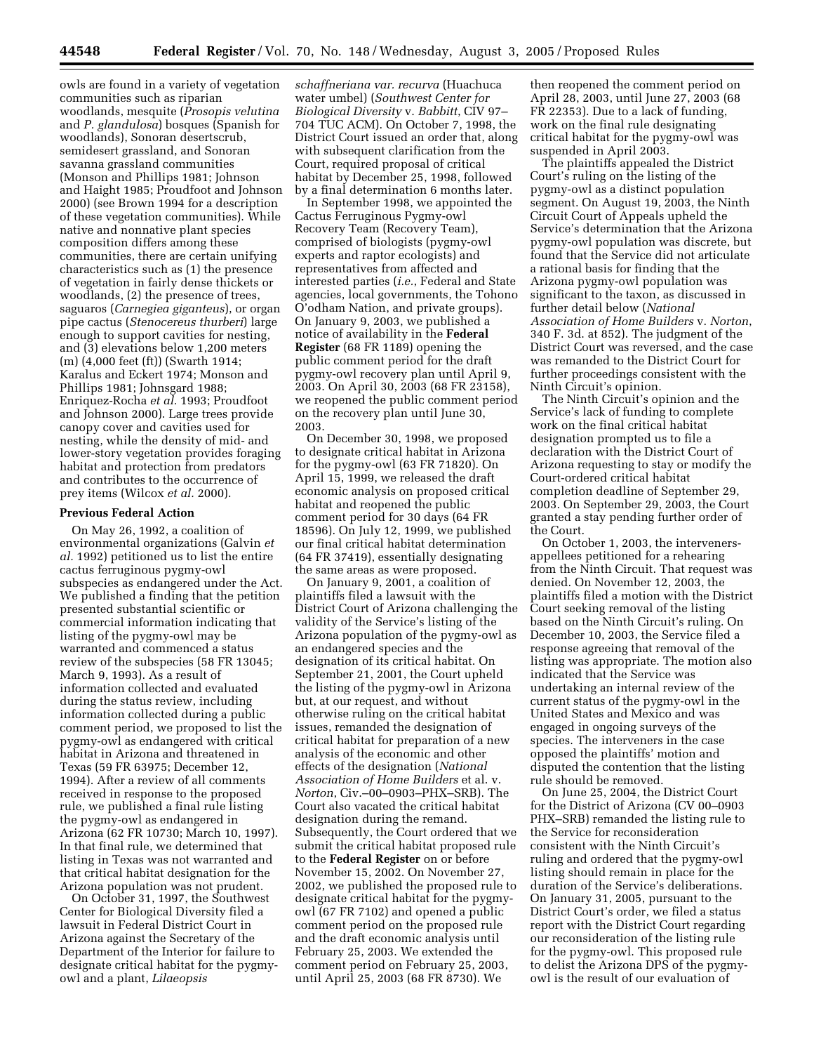owls are found in a variety of vegetation communities such as riparian woodlands, mesquite (*Prosopis velutina* and *P. glandulosa*) bosques (Spanish for woodlands), Sonoran desertscrub, semidesert grassland, and Sonoran savanna grassland communities (Monson and Phillips 1981; Johnson and Haight 1985; Proudfoot and Johnson 2000) (see Brown 1994 for a description of these vegetation communities). While native and nonnative plant species composition differs among these communities, there are certain unifying characteristics such as (1) the presence of vegetation in fairly dense thickets or woodlands, (2) the presence of trees, saguaros (*Carnegiea giganteus*), or organ pipe cactus (*Stenocereus thurberi*) large enough to support cavities for nesting, and (3) elevations below 1,200 meters (m) (4,000 feet (ft)) (Swarth 1914; Karalus and Eckert 1974; Monson and Phillips 1981; Johnsgard 1988; Enriquez-Rocha *et al.* 1993; Proudfoot and Johnson 2000). Large trees provide canopy cover and cavities used for nesting, while the density of mid- and lower-story vegetation provides foraging habitat and protection from predators and contributes to the occurrence of prey items (Wilcox *et al.* 2000).

## Previous Federal Action

On May 26, 1992, a coalition of environmental organizations (Galvin *et al.* 1992) petitioned us to list the entire cactus ferruginous pygmy-owl subspecies as endangered under the Act. We published a finding that the petition presented substantial scientific or commercial information indicating that listing of the pygmy-owl may be warranted and commenced a status review of the subspecies (58 FR 13045; March 9, 1993). As a result of information collected and evaluated during the status review, including information collected during a public comment period, we proposed to list the pygmy-owl as endangered with critical habitat in Arizona and threatened in Texas (59 FR 63975; December 12, 1994). After a review of all comments received in response to the proposed rule, we published a final rule listing the pygmy-owl as endangered in Arizona (62 FR 10730; March 10, 1997). In that final rule, we determined that listing in Texas was not warranted and that critical habitat designation for the Arizona population was not prudent.

On October 31, 1997, the Southwest Center for Biological Diversity filed a lawsuit in Federal District Court in Arizona against the Secretary of the Department of the Interior for failure to designate critical habitat for the pygmy-owl and a plant, *Lilaeopsis schaffneriana var. recurva* (Huachuca water umbel) (*Southwest Center for Biological Diversity* v. *Babbitt*, CIV 97–704 TUC ACM). On October 7, 1998, the District Court issued an order that, along with subsequent clarification from the Court, required proposal of critical habitat by December 25, 1998, followed by a final determination 6 months later.

In September 1998, we appointed the Cactus Ferruginous Pygmy-owl Recovery Team (Recovery Team), comprised of biologists (pygmy-owl experts and raptor ecologists) and representatives from affected and interested parties (*i.e.*, Federal and State agencies, local governments, the Tohono O'odham Nation, and private groups). On January 9, 2003, we published a notice of availability in the **Federal Register** (68 FR 1189) opening the public comment period for the draft pygmy-owl recovery plan until April 9, 2003. On April 30, 2003 (68 FR 23158), we reopened the public comment period on the recovery plan until June 30, 2003.

On December 30, 1998, we proposed to designate critical habitat in Arizona for the pygmy-owl (63 FR 71820). On April 15, 1999, we released the draft economic analysis on proposed critical habitat and reopened the public comment period for 30 days (64 FR 18596). On July 12, 1999, we published our final critical habitat determination (64 FR 37419), essentially designating the same areas as were proposed.

On January 9, 2001, a coalition of plaintiffs filed a lawsuit with the District Court of Arizona challenging the validity of the Service's listing of the Arizona population of the pygmy-owl as an endangered species and the designation of its critical habitat. On September 21, 2001, the Court upheld the listing of the pygmy-owl in Arizona but, at our request, and without otherwise ruling on the critical habitat issues, remanded the designation of critical habitat for preparation of a new analysis of the economic and other effects of the designation (*National Association of Home Builders* et al. v. *Norton*, Civ.–00–0903–PHX–SRB). The Court also vacated the critical habitat designation during the remand. Subsequently, the Court ordered that we submit the critical habitat proposed rule to the **Federal Register** on or before November 15, 2002. On November 27, 2002, we published the proposed rule to designate critical habitat for the pygmy-owl (67 FR 7102) and opened a public comment period on the proposed rule and the draft economic analysis until February 25, 2003. We extended the comment period on February 25, 2003, until April 25, 2003 (68 FR 8730). We then reopened the comment period on April 28, 2003, until June 27, 2003 (68 FR 22353). Due to a lack of funding, work on the final rule designating critical habitat for the pygmy-owl was suspended in April 2003.

The plaintiffs appealed the District Court's ruling on the listing of the pygmy-owl as a distinct population segment. On August 19, 2003, the Ninth Circuit Court of Appeals upheld the Service's determination that the Arizona pygmy-owl population was discrete, but found that the Service did not articulate a rational basis for finding that the Arizona pygmy-owl population was significant to the taxon, as discussed in further detail below (*National Association of Home Builders* v. *Norton*, 340 F. 3d. at 852). The judgment of the District Court was reversed, and the case was remanded to the District Court for further proceedings consistent with the Ninth Circuit's opinion.

The Ninth Circuit's opinion and the Service's lack of funding to complete work on the final critical habitat designation prompted us to file a declaration with the District Court of Arizona requesting to stay or modify the Court-ordered critical habitat completion deadline of September 29, 2003. On September 29, 2003, the Court granted a stay pending further order of the Court.

On October 1, 2003, the interveners-appellees petitioned for a rehearing from the Ninth Circuit. That request was denied. On November 12, 2003, the plaintiffs filed a motion with the District Court seeking removal of the listing based on the Ninth Circuit's ruling. On December 10, 2003, the Service filed a response agreeing that removal of the listing was appropriate. The motion also indicated that the Service was undertaking an internal review of the current status of the pygmy-owl in the United States and Mexico and was engaged in ongoing surveys of the species. The interveners in the case opposed the plaintiffs' motion and disputed the contention that the listing rule should be removed.

On June 25, 2004, the District Court for the District of Arizona (CV 00–0903 PHX–SRB) remanded the listing rule to the Service for reconsideration consistent with the Ninth Circuit's ruling and ordered that the pygmy-owl listing should remain in place for the duration of the Service's deliberations. On January 31, 2005, pursuant to the District Court's order, we filed a status report with the District Court regarding our reconsideration of the listing rule for the pygmy-owl. This proposed rule to delist the Arizona DPS of the pygmy-owl is the result of our evaluation of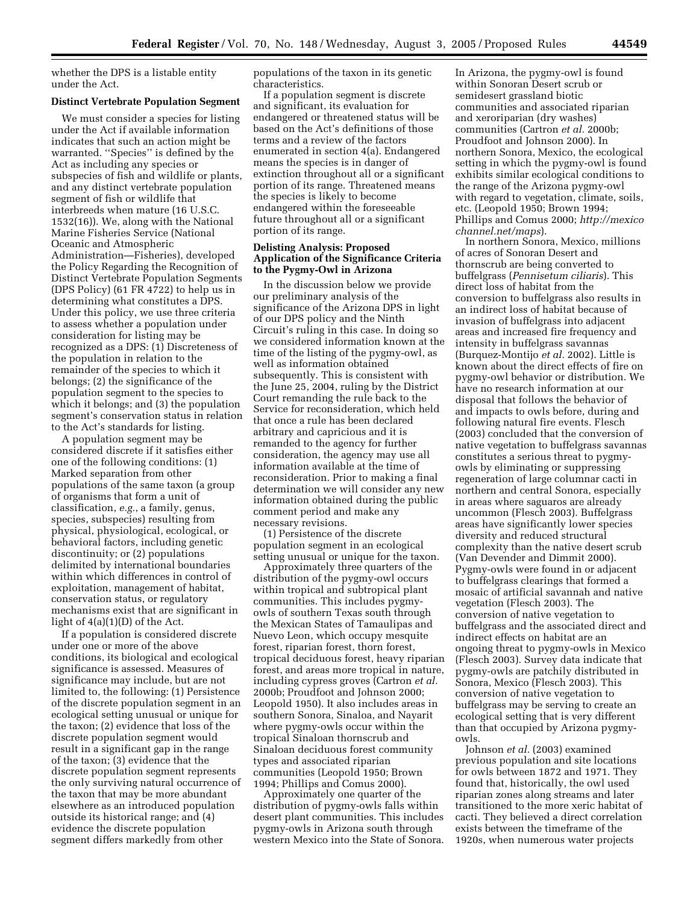whether the DPS is a listable entity under the Act.

**Distinct Vertebrate Population Segment**

We must consider a species for listing under the Act if available information indicates that such an action might be warranted. "Species" is defined by the Act as including any species or subspecies of fish and wildlife or plants, and any distinct vertebrate population segment of fish or wildlife that interbreeds when mature (16 U.S.C. 1532(16)). We, along with the National Marine Fisheries Service (National Oceanic and Atmospheric Administration—Fisheries), developed the Policy Regarding the Recognition of Distinct Vertebrate Population Segments (DPS Policy) (61 FR 4722) to help us in determining what constitutes a DPS. Under this policy, we use three criteria to assess whether a population under consideration for listing may be recognized as a DPS: (1) Discreteness of the population in relation to the remainder of the species to which it belongs; (2) the significance of the population segment to the species to which it belongs; and (3) the population segment's conservation status in relation to the Act's standards for listing.

A population segment may be considered discrete if it satisfies either one of the following conditions: (1) Marked separation from other populations of the same taxon (a group of organisms that form a unit of classification, *e.g.*, a family, genus, species, subspecies) resulting from physical, physiological, ecological, or behavioral factors, including genetic discontinuity; or (2) populations delimited by international boundaries within which differences in control of exploitation, management of habitat, conservation status, or regulatory mechanisms exist that are significant in light of 4(a)(1)(D) of the Act.

If a population is considered discrete under one or more of the above conditions, its biological and ecological significance is assessed. Measures of significance may include, but are not limited to, the following: (1) Persistence of the discrete population segment in an ecological setting unusual or unique for the taxon; (2) evidence that loss of the discrete population segment would result in a significant gap in the range of the taxon; (3) evidence that the discrete population segment represents the only surviving natural occurrence of the taxon that may be more abundant elsewhere as an introduced population outside its historical range; and (4) evidence the discrete population segment differs markedly from other populations of the taxon in its genetic characteristics.

If a population segment is discrete and significant, its evaluation for endangered or threatened status will be based on the Act's definitions of those terms and a review of the factors enumerated in section 4(a). Endangered means the species is in danger of extinction throughout all or a significant portion of its range. Threatened means the species is likely to become endangered within the foreseeable future throughout all or a significant portion of its range.

**Delisting Analysis: Proposed Application of the Significance Criteria to the Pygmy-Owl in Arizona**

In the discussion below we provide our preliminary analysis of the significance of the Arizona DPS in light of our DPS policy and the Ninth Circuit's ruling in this case. In doing so we considered information known at the time of the listing of the pygmy-owl, as well as information obtained subsequently. This is consistent with the June 25, 2004, ruling by the District Court remanding the rule back to the Service for reconsideration, which held that once a rule has been declared arbitrary and capricious and it is remanded to the agency for further consideration, the agency may use all information available at the time of reconsideration. Prior to making a final determination we will consider any new information obtained during the public comment period and make any necessary revisions.

(1) Persistence of the discrete population segment in an ecological setting unusual or unique for the taxon.

Approximately three quarters of the distribution of the pygmy-owl occurs within tropical and subtropical plant communities. This includes pygmy-owls of southern Texas south through the Mexican States of Tamaulipas and Nuevo Leon, which occupy mesquite forest, riparian forest, thorn forest, tropical deciduous forest, heavy riparian forest, and areas more tropical in nature, including cypress groves (Cartron *et al.* 2000b; Proudfoot and Johnson 2000; Leopold 1950). It also includes areas in southern Sonora, Sinaloa, and Nayarit where pygmy-owls occur within the tropical Sinaloan thornscrub and Sinaloan deciduous forest community types and associated riparian communities (Leopold 1950; Brown 1994; Phillips and Comus 2000).

Approximately one quarter of the distribution of pygmy-owls falls within desert plant communities. This includes pygmy-owls in Arizona south through western Mexico into the State of Sonora. In Arizona, the pygmy-owl is found within Sonoran Desert scrub or semidesert grassland biotic communities and associated riparian and xeroriparian (dry washes) communities (Cartron *et al.* 2000b; Proudfoot and Johnson 2000). In northern Sonora, Mexico, the ecological setting in which the pygmy-owl is found exhibits similar ecological conditions to the range of the Arizona pygmy-owl with regard to vegetation, climate, soils, etc. (Leopold 1950; Brown 1994; Phillips and Comus 2000; *http://mexicochannel.net/maps*).

In northern Sonora, Mexico, millions of acres of Sonoran Desert and thornscrub are being converted to buffelgrass (*Pennisetum ciliaris*). This direct loss of habitat from the conversion to buffelgrass also results in an indirect loss of habitat because of invasion of buffelgrass into adjacent areas and increased fire frequency and intensity in buffelgrass savannas (Burquez-Montijo *et al.* 2002). Little is known about the direct effects of fire on pygmy-owl behavior or distribution. We have no research information at our disposal that follows the behavior of and impacts to owls before, during and following natural fire events. Flesch (2003) concluded that the conversion of native vegetation to buffelgrass savannas constitutes a serious threat to pygmy-owls by eliminating or suppressing regeneration of large columnar cacti in northern and central Sonora, especially in areas where saguaros are already uncommon (Flesch 2003). Buffelgrass areas have significantly lower species diversity and reduced structural complexity than the native desert scrub (Van Devender and Dimmit 2000). Pygmy-owls were found in or adjacent to buffelgrass clearings that formed a mosaic of artificial savannah and native vegetation (Flesch 2003). The conversion of native vegetation to buffelgrass and the associated direct and indirect effects on habitat are an ongoing threat to pygmy-owls in Mexico (Flesch 2003). Survey data indicate that pygmy-owls are patchily distributed in Sonora, Mexico (Flesch 2003). This conversion of native vegetation to buffelgrass may be serving to create an ecological setting that is very different than that occupied by Arizona pygmy-owls.

Johnson *et al.* (2003) examined previous population and site locations for owls between 1872 and 1971. They found that, historically, the owl used riparian zones along streams and later transitioned to the more xeric habitat of cacti. They believed a direct correlation exists between the timeframe of the 1920s, when numerous water projects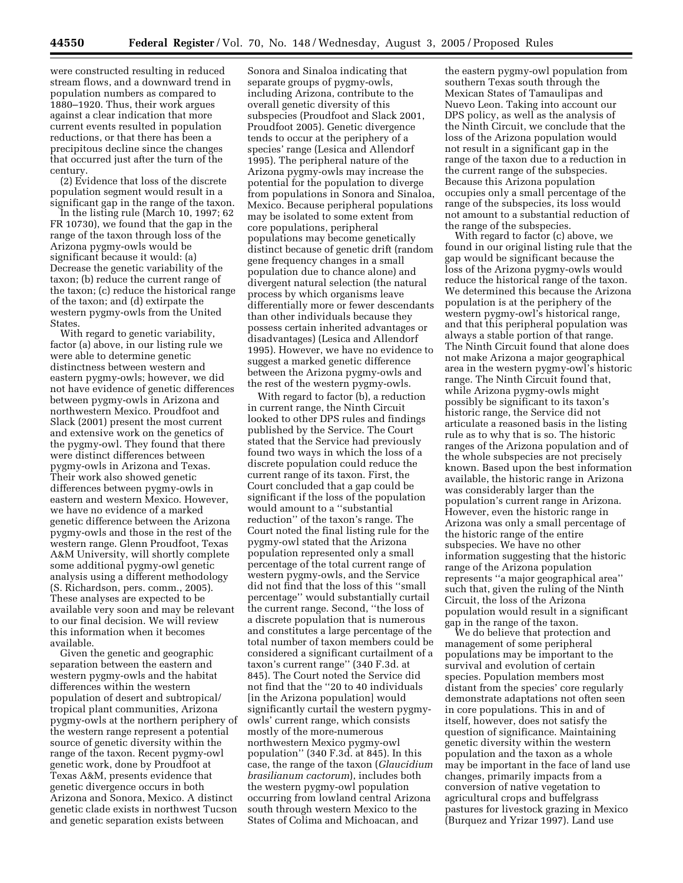were constructed resulting in reduced stream flows, and a downward trend in population numbers as compared to 1880–1920. Thus, their work argues against a clear indication that more current events resulted in population reductions, or that there has been a precipitous decline since the changes that occurred just after the turn of the century.

(2) Evidence that loss of the discrete population segment would result in a significant gap in the range of the taxon.

In the listing rule (March 10, 1997; 62 FR 10730), we found that the gap in the range of the taxon through loss of the Arizona pygmy-owls would be significant because it would: (a) Decrease the genetic variability of the taxon; (b) reduce the current range of the taxon; (c) reduce the historical range of the taxon; and (d) extirpate the western pygmy-owls from the United States.

With regard to genetic variability, factor (a) above, in our listing rule we were able to determine genetic distinctness between western and eastern pygmy-owls; however, we did not have evidence of genetic differences between pygmy-owls in Arizona and northwestern Mexico. Proudfoot and Slack (2001) present the most current and extensive work on the genetics of the pygmy-owl. They found that there were distinct differences between pygmy-owls in Arizona and Texas. Their work also showed genetic differences between pygmy-owls in eastern and western Mexico. However, we have no evidence of a marked genetic difference between the Arizona pygmy-owls and those in the rest of the western range. Glenn Proudfoot, Texas A&M University, will shortly complete some additional pygmy-owl genetic analysis using a different methodology (S. Richardson, pers. comm., 2005). These analyses are expected to be available very soon and may be relevant to our final decision. We will review this information when it becomes available.

Given the genetic and geographic separation between the eastern and western pygmy-owls and the habitat differences within the western population of desert and subtropical/tropical plant communities, Arizona pygmy-owls at the northern periphery of the western range represent a potential source of genetic diversity within the range of the taxon. Recent pygmy-owl genetic work, done by Proudfoot at Texas A&M, presents evidence that genetic divergence occurs in both Arizona and Sonora, Mexico. A distinct genetic clade exists in northwest Tucson and genetic separation exists between Sonora and Sinaloa indicating that separate groups of pygmy-owls, including Arizona, contribute to the overall genetic diversity of this subspecies (Proudfoot and Slack 2001, Proudfoot 2005). Genetic divergence tends to occur at the periphery of a species' range (Lesica and Allendorf 1995). The peripheral nature of the Arizona pygmy-owls may increase the potential for the population to diverge from populations in Sonora and Sinaloa, Mexico. Because peripheral populations may be isolated to some extent from core populations, peripheral populations may become genetically distinct because of genetic drift (random gene frequency changes in a small population due to chance alone) and divergent natural selection (the natural process by which organisms leave differentially more or fewer descendants than other individuals because they possess certain inherited advantages or disadvantages) (Lesica and Allendorf 1995). However, we have no evidence to suggest a marked genetic difference between the Arizona pygmy-owls and the rest of the western pygmy-owls.

With regard to factor (b), a reduction in current range, the Ninth Circuit looked to other DPS rules and findings published by the Service. The Court stated that the Service had previously found two ways in which the loss of a discrete population could reduce the current range of its taxon. First, the Court concluded that a gap could be significant if the loss of the population would amount to a "substantial reduction" of the taxon's range. The Court noted the final listing rule for the pygmy-owl stated that the Arizona population represented only a small percentage of the total current range of western pygmy-owls, and the Service did not find that the loss of this "small percentage" would substantially curtail the current range. Second, "the loss of a discrete population that is numerous and constitutes a large percentage of the total number of taxon members could be considered a significant curtailment of a taxon's current range" (340 F.3d. at 845). The Court noted the Service did not find that the "20 to 40 individuals [in the Arizona population] would significantly curtail the western pygmy-owls' current range, which consists mostly of the more-numerous northwestern Mexico pygmy-owl population" (340 F.3d. at 845). In this case, the range of the taxon (*Glaucidium brasilianum cactorum*), includes both the western pygmy-owl population occurring from lowland central Arizona south through western Mexico to the States of Colima and Michoacan, and the eastern pygmy-owl population from southern Texas south through the Mexican States of Tamaulipas and Nuevo Leon. Taking into account our DPS policy, as well as the analysis of the Ninth Circuit, we conclude that the loss of the Arizona population would not result in a significant gap in the range of the taxon due to a reduction in the current range of the subspecies. Because this Arizona population occupies only a small percentage of the range of the subspecies, its loss would not amount to a substantial reduction of the range of the subspecies.

With regard to factor (c) above, we found in our original listing rule that the gap would be significant because the loss of the Arizona pygmy-owls would reduce the historical range of the taxon. We determined this because the Arizona population is at the periphery of the western pygmy-owl's historical range, and that this peripheral population was always a stable portion of that range. The Ninth Circuit found that alone does not make Arizona a major geographical area in the western pygmy-owl's historic range. The Ninth Circuit found that, while Arizona pygmy-owls might possibly be significant to its taxon's historic range, the Service did not articulate a reasoned basis in the listing rule as to why that is so. The historic ranges of the Arizona population and of the whole subspecies are not precisely known. Based upon the best information available, the historic range in Arizona was considerably larger than the population's current range in Arizona. However, even the historic range in Arizona was only a small percentage of the historic range of the entire subspecies. We have no other information suggesting that the historic range of the Arizona population represents "a major geographical area" such that, given the ruling of the Ninth Circuit, the loss of the Arizona population would result in a significant gap in the range of the taxon.

We do believe that protection and management of some peripheral populations may be important to the survival and evolution of certain species. Population members most distant from the species' core regularly demonstrate adaptations not often seen in core populations. This in and of itself, however, does not satisfy the question of significance. Maintaining genetic diversity within the western population and the taxon as a whole may be important in the face of land use changes, primarily impacts from a conversion of native vegetation to agricultural crops and buffelgrass pastures for livestock grazing in Mexico (Burquez and Yrizar 1997). Land use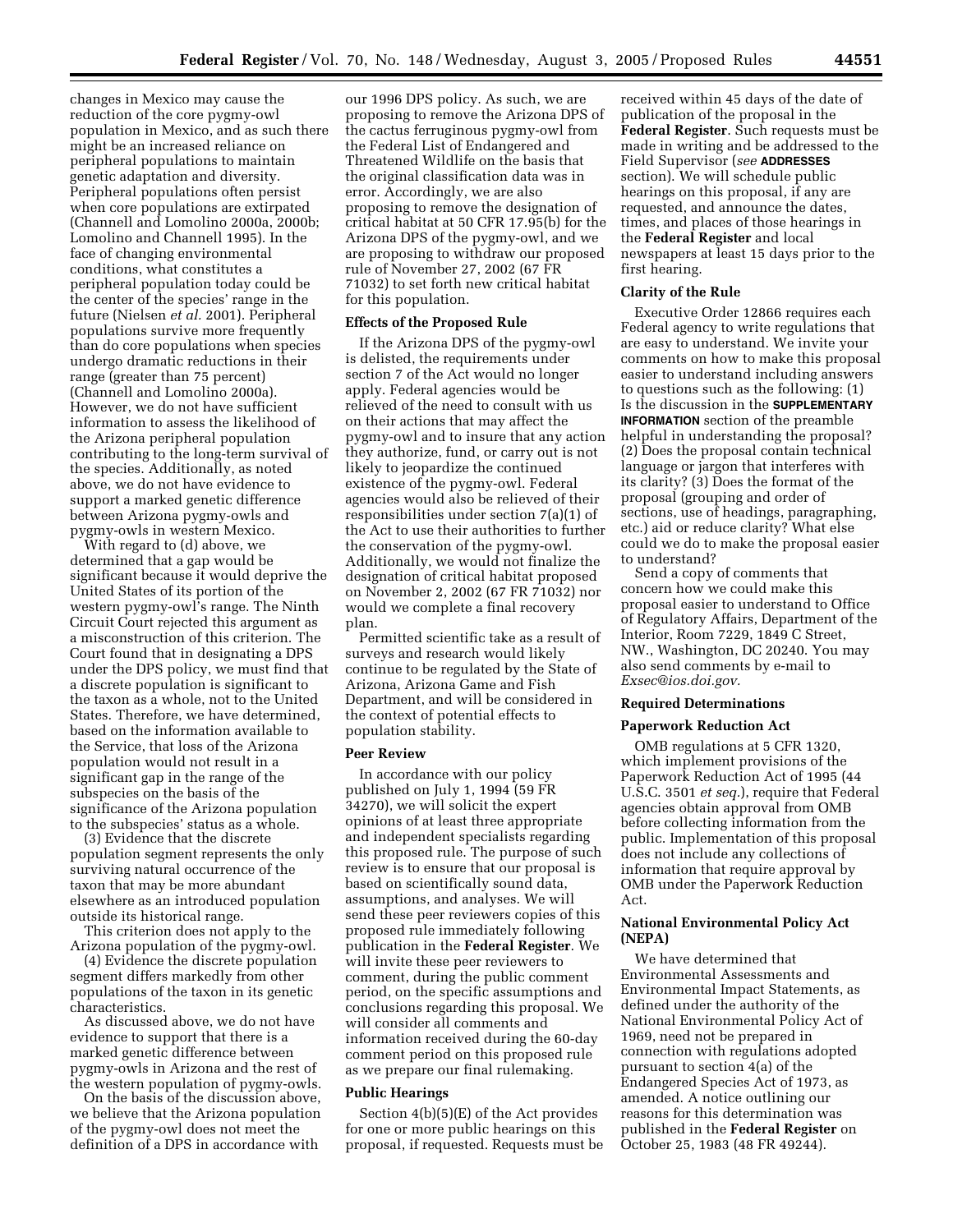changes in Mexico may cause the reduction of the core pygmy-owl population in Mexico, and as such there might be an increased reliance on peripheral populations to maintain genetic adaptation and diversity. Peripheral populations often persist when core populations are extirpated (Channell and Lomolino 2000a, 2000b; Lomolino and Channell 1995). In the face of changing environmental conditions, what constitutes a peripheral population today could be the center of the species' range in the future (Nielsen *et al.* 2001). Peripheral populations survive more frequently than do core populations when species undergo dramatic reductions in their range (greater than 75 percent) (Channell and Lomolino 2000a). However, we do not have sufficient information to assess the likelihood of the Arizona peripheral population contributing to the long-term survival of the species. Additionally, as noted above, we do not have evidence to support a marked genetic difference between Arizona pygmy-owls and pygmy-owls in western Mexico.

With regard to (d) above, we determined that a gap would be significant because it would deprive the United States of its portion of the western pygmy-owl's range. The Ninth Circuit Court rejected this argument as a misconstruction of this criterion. The Court found that in designating a DPS under the DPS policy, we must find that a discrete population is significant to the taxon as a whole, not to the United States. Therefore, we have determined, based on the information available to the Service, that loss of the Arizona population would not result in a significant gap in the range of the subspecies on the basis of the significance of the Arizona population to the subspecies' status as a whole.

(3) Evidence that the discrete population segment represents the only surviving natural occurrence of the taxon that may be more abundant elsewhere as an introduced population outside its historical range.

This criterion does not apply to the Arizona population of the pygmy-owl.

(4) Evidence the discrete population segment differs markedly from other populations of the taxon in its genetic characteristics.

As discussed above, we do not have evidence to support that there is a marked genetic difference between pygmy-owls in Arizona and the rest of the western population of pygmy-owls.

On the basis of the discussion above, we believe that the Arizona population of the pygmy-owl does not meet the definition of a DPS in accordance with our 1996 DPS policy. As such, we are proposing to remove the Arizona DPS of the cactus ferruginous pygmy-owl from the Federal List of Endangered and Threatened Wildlife on the basis that the original classification data was in error. Accordingly, we are also proposing to remove the designation of critical habitat at 50 CFR 17.95(b) for the Arizona DPS of the pygmy-owl, and we are proposing to withdraw our proposed rule of November 27, 2002 (67 FR 71032) to set forth new critical habitat for this population.

### Effects of the Proposed Rule

If the Arizona DPS of the pygmy-owl is delisted, the requirements under section 7 of the Act would no longer apply. Federal agencies would be relieved of the need to consult with us on their actions that may affect the pygmy-owl and to insure that any action they authorize, fund, or carry out is not likely to jeopardize the continued existence of the pygmy-owl. Federal agencies would also be relieved of their responsibilities under section 7(a)(1) of the Act to use their authorities to further the conservation of the pygmy-owl. Additionally, we would not finalize the designation of critical habitat proposed on November 2, 2002 (67 FR 71032) nor would we complete a final recovery plan.

Permitted scientific take as a result of surveys and research would likely continue to be regulated by the State of Arizona, Arizona Game and Fish Department, and will be considered in the context of potential effects to population stability.

### Peer Review

In accordance with our policy published on July 1, 1994 (59 FR 34270), we will solicit the expert opinions of at least three appropriate and independent specialists regarding this proposed rule. The purpose of such review is to ensure that our proposal is based on scientifically sound data, assumptions, and analyses. We will send these peer reviewers copies of this proposed rule immediately following publication in the **Federal Register**. We will invite these peer reviewers to comment, during the public comment period, on the specific assumptions and conclusions regarding this proposal. We will consider all comments and information received during the 60-day comment period on this proposed rule as we prepare our final rulemaking.

### Public Hearings

Section 4(b)(5)(E) of the Act provides for one or more public hearings on this proposal, if requested. Requests must be received within 45 days of the date of publication of the proposal in the **Federal Register**. Such requests must be made in writing and be addressed to the Field Supervisor (*see* **ADDRESSES** section). We will schedule public hearings on this proposal, if any are requested, and announce the dates, times, and places of those hearings in the **Federal Register** and local newspapers at least 15 days prior to the first hearing.

### Clarity of the Rule

Executive Order 12866 requires each Federal agency to write regulations that are easy to understand. We invite your comments on how to make this proposal easier to understand including answers to questions such as the following: (1) Is the discussion in the **SUPPLEMENTARY INFORMATION** section of the preamble helpful in understanding the proposal? (2) Does the proposal contain technical language or jargon that interferes with its clarity? (3) Does the format of the proposal (grouping and order of sections, use of headings, paragraphing, etc.) aid or reduce clarity? What else could we do to make the proposal easier to understand?

Send a copy of comments that concern how we could make this proposal easier to understand to Office of Regulatory Affairs, Department of the Interior, Room 7229, 1849 C Street, NW., Washington, DC 20240. You may also send comments by e-mail to *Exsec@ios.doi.gov.*

### Required Determinations

#### Paperwork Reduction Act

OMB regulations at 5 CFR 1320, which implement provisions of the Paperwork Reduction Act of 1995 (44 U.S.C. 3501 *et seq.*), require that Federal agencies obtain approval from OMB before collecting information from the public. Implementation of this proposal does not include any collections of information that require approval by OMB under the Paperwork Reduction Act.

#### National Environmental Policy Act (NEPA)

We have determined that Environmental Assessments and Environmental Impact Statements, as defined under the authority of the National Environmental Policy Act of 1969, need not be prepared in connection with regulations adopted pursuant to section 4(a) of the Endangered Species Act of 1973, as amended. A notice outlining our reasons for this determination was published in the **Federal Register** on October 25, 1983 (48 FR 49244).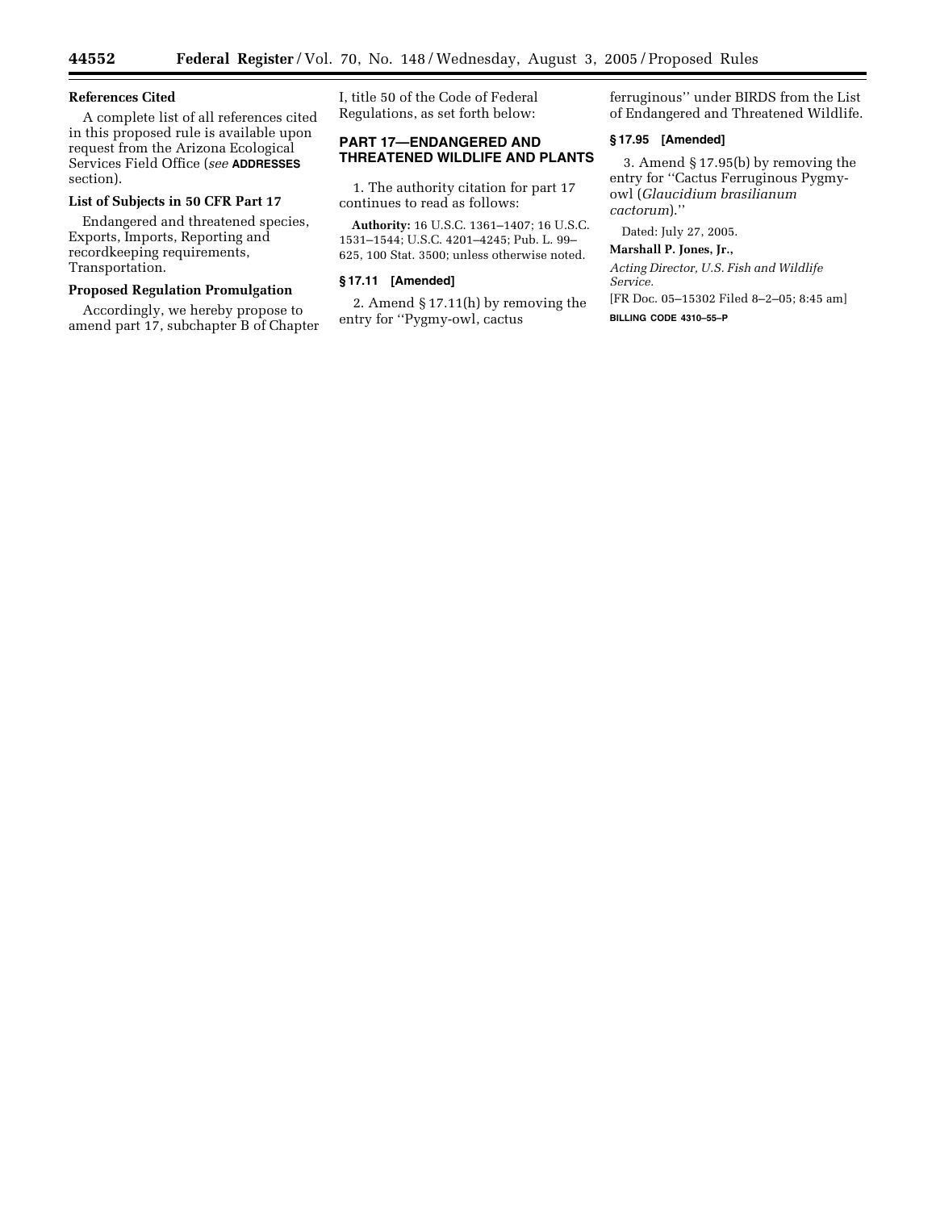### References Cited

A complete list of all references cited in this proposed rule is available upon request from the Arizona Ecological Services Field Office (*see* **ADDRESSES** section).

### List of Subjects in 50 CFR Part 17

Endangered and threatened species, Exports, Imports, Reporting and recordkeeping requirements, Transportation.

### Proposed Regulation Promulgation

Accordingly, we hereby propose to amend part 17, subchapter B of Chapter I, title 50 of the Code of Federal Regulations, as set forth below:

## PART 17—ENDANGERED AND THREATENED WILDLIFE AND PLANTS

1. The authority citation for part 17 continues to read as follows:

**Authority:** 16 U.S.C. 1361–1407; 16 U.S.C. 1531–1544; U.S.C. 4201–4245; Pub. L. 99–625, 100 Stat. 3500; unless otherwise noted.

### § 17.11 [Amended]

2. Amend § 17.11(h) by removing the entry for ''Pygmy-owl, cactus ferruginous'' under BIRDS from the List of Endangered and Threatened Wildlife.

### § 17.95 [Amended]

3. Amend § 17.95(b) by removing the entry for ''Cactus Ferruginous Pygmy-owl (*Glaucidium brasilianum cactorum*).''

Dated: July 27, 2005.

**Marshall P. Jones, Jr.,**

*Acting Director, U.S. Fish and Wildlife Service.*

[FR Doc. 05–15302 Filed 8–2–05; 8:45 am]

**BILLING CODE 4310–55–P**